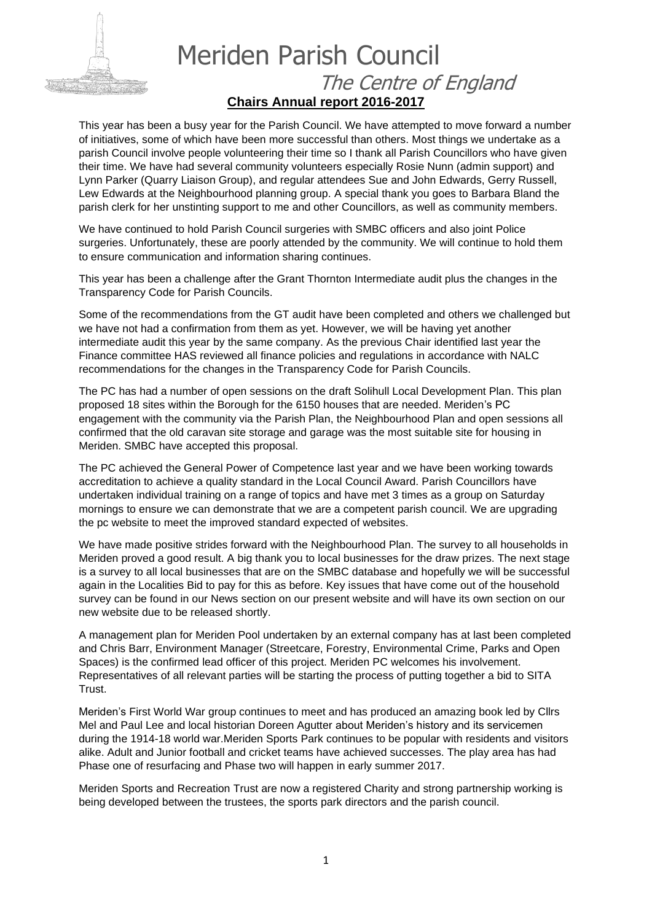# Meriden Parish Council

## The Centre of England

### Chairs Annual report 2016-2017

This year has been a busy year for the Parish Council. We have attempted to move forward a number of initiatives, some of which have been more successful than others. Most things we undertake as a parish Council involve people volunteering their time so I thank all Parish Councillors who have given their time. We have had several community volunteers especially Rosie Nunn (admin support) and Lynn Parker (Quarry Liaison Group), and regular attendees Sue and John Edwards, Gerry Russell, Lew Edwards at the Neighbourhood planning group. A special thank you goes to Barbara Bland the parish clerk for her unstinting support to me and other Councillors, as well as community members.

We have continued to hold Parish Council surgeries with SMBC officers and also joint Police surgeries. Unfortunately, these are poorly attended by the community. We will continue to hold them to ensure communication and information sharing continues.

This year has been a challenge after the Grant Thornton Intermediate audit plus the changes in the Transparency Code for Parish Councils.

Some of the recommendations from the GT audit have been completed and others we challenged but we have not had a confirmation from them as yet. However, we will be having yet another intermediate audit this year by the same company. As the previous Chair identified last year the Finance committee HAS reviewed all finance policies and regulations in accordance with NALC recommendations for the changes in the Transparency Code for Parish Councils.

The PC has had a number of open sessions on the draft Solihull Local Development Plan. This plan proposed 18 sites within the Borough for the 6150 houses that are needed. Meriden's PC engagement with the community via the Parish Plan, the Neighbourhood Plan and open sessions all confirmed that the old caravan site storage and garage was the most suitable site for housing in Meriden. SMBC have accepted this proposal.

The PC achieved the General Power of Competence last year and we have been working towards accreditation to achieve a quality standard in the Local Council Award. Parish Councillors have undertaken individual training on a range of topics and have met 3 times as a group on Saturday mornings to ensure we can demonstrate that we are a competent parish council. We are upgrading the pc website to meet the improved standard expected of websites.

We have made positive strides forward with the Neighbourhood Plan. The survey to all households in Meriden proved a good result. A big thank you to local businesses for the draw prizes. The next stage is a survey to all local businesses that are on the SMBC database and hopefully we will be successful again in the Localities Bid to pay for this as before. Key issues that have come out of the household survey can be found in our News section on our present website and will have its own section on our new website due to be released shortly.

A management plan for Meriden Pool undertaken by an external company has at last been completed and Chris Barr, Environment Manager (Streetcare, Forestry, Environmental Crime, Parks and Open Spaces) is the confirmed lead officer of this project. Meriden PC welcomes his involvement. Representatives of all relevant parties will be starting the process of putting together a bid to SITA Trust.

Meriden's First World War group continues to meet and has produced an amazing book led by Cllrs Mel and Paul Lee and local historian Doreen Agutter about Meriden's history and its servicemen during the 1914-18 world war.Meriden Sports Park continues to be popular with residents and visitors alike. Adult and Junior football and cricket teams have achieved successes. The play area has had Phase one of resurfacing and Phase two will happen in early summer 2017.

Meriden Sports and Recreation Trust are now a registered Charity and strong partnership working is being developed between the trustees, the sports park directors and the parish council.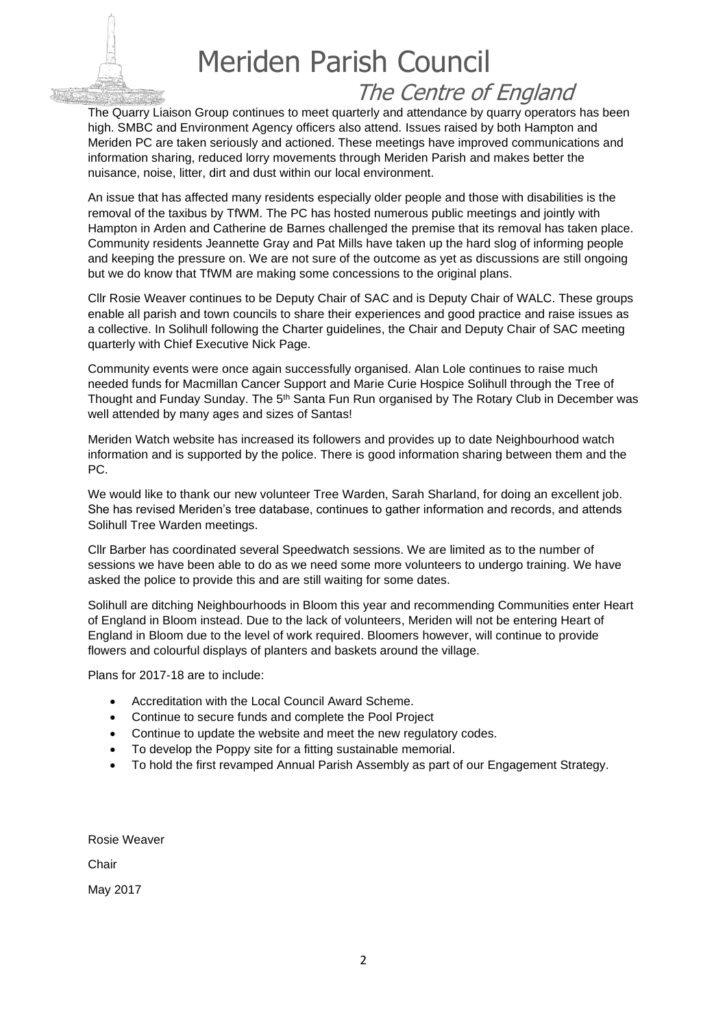The Quarry Liaison Group continues to meet quarterly and attendance by quarry operators has been high. SMBC and Environment Agency officers also attend. Issues raised by both Hampton and Meriden PC are taken seriously and actioned. These meetings have improved communications and information sharing, reduced lorry movements through Meriden Parish and makes better the nuisance, noise, litter, dirt and dust within our local environment.

An issue that has affected many residents especially older people and those with disabilities is the removal of the taxibus by TfWM. The PC has hosted numerous public meetings and jointly with Hampton in Arden and Catherine de Barnes challenged the premise that its removal has taken place. Community residents Jeannette Gray and Pat Mills have taken up the hard slog of informing people and keeping the pressure on. We are not sure of the outcome as yet as discussions are still ongoing but we do know that TfWM are making some concessions to the original plans.

Cllr Rosie Weaver continues to be Deputy Chair of SAC and is Deputy Chair of WALC. These groups enable all parish and town councils to share their experiences and good practice and raise issues as a collective. In Solihull following the Charter guidelines, the Chair and Deputy Chair of SAC meeting quarterly with Chief Executive Nick Page.

Community events were once again successfully organised. Alan Lole continues to raise much needed funds for Macmillan Cancer Support and Marie Curie Hospice Solihull through the Tree of Thought and Funday Sunday. The 5th Santa Fun Run organised by The Rotary Club in December was well attended by many ages and sizes of Santas!

Meriden Watch website has increased its followers and provides up to date Neighbourhood watch information and is supported by the police. There is good information sharing between them and the PC.

We would like to thank our new volunteer Tree Warden, Sarah Sharland, for doing an excellent job. She has revised Meriden's tree database, continues to gather information and records, and attends Solihull Tree Warden meetings.

Cllr Barber has coordinated several Speedwatch sessions. We are limited as to the number of sessions we have been able to do as we need some more volunteers to undergo training. We have asked the police to provide this and are still waiting for some dates.

Solihull are ditching Neighbourhoods in Bloom this year and recommending Communities enter Heart of England in Bloom instead. Due to the lack of volunteers, Meriden will not be entering Heart of England in Bloom due to the level of work required. Bloomers however, will continue to provide flowers and colourful displays of planters and baskets around the village.

Plans for 2017-18 are to include:

- Accreditation with the Local Council Award Scheme.
- Continue to secure funds and complete the Pool Project
- Continue to update the website and meet the new regulatory codes.
- To develop the Poppy site for a fitting sustainable memorial.
- To hold the first revamped Annual Parish Assembly as part of our Engagement Strategy.

Rosie Weaver

Chair

May 2017